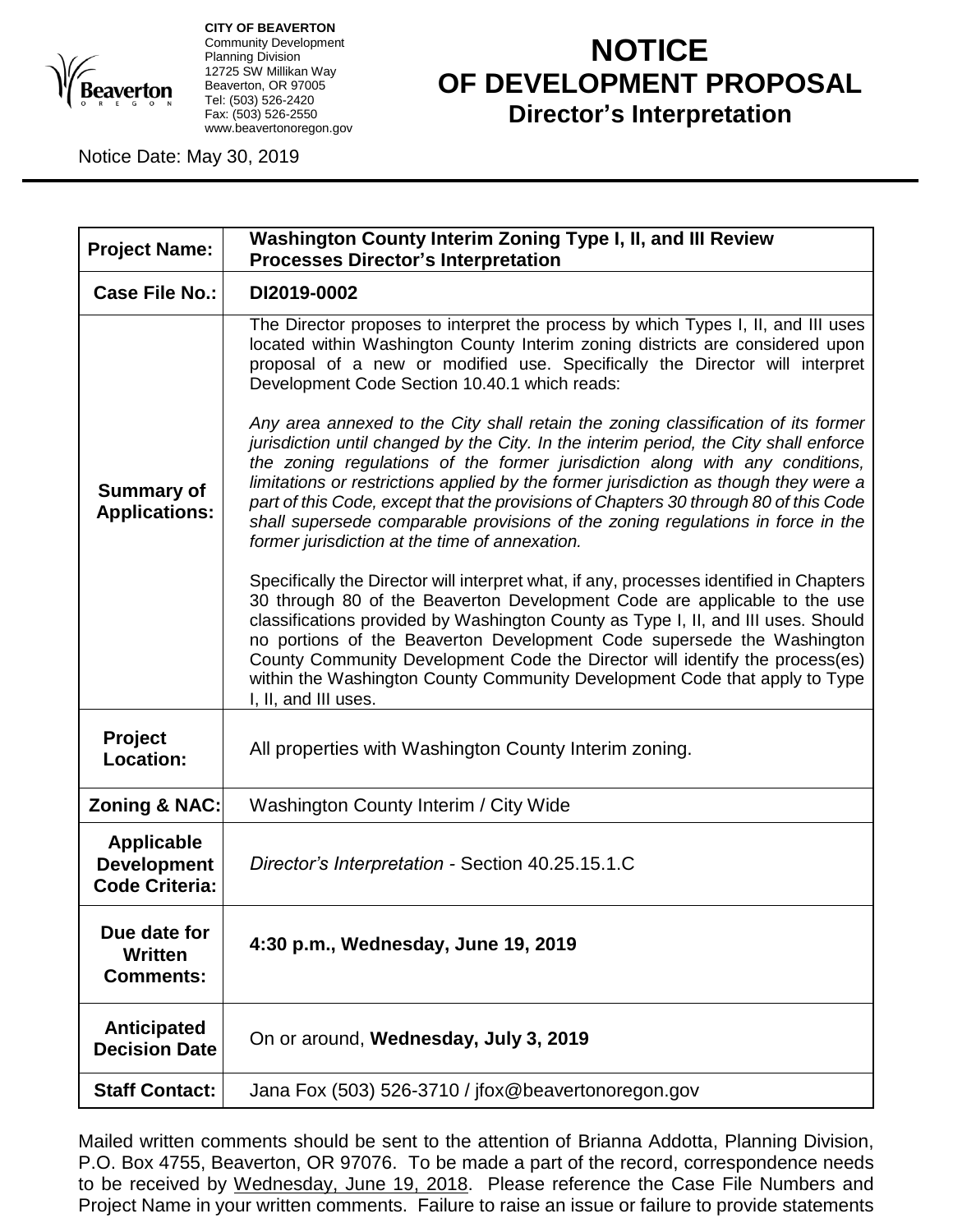**CITY OF BEAVERTON**
Community Development
Planning Division
12725 SW Millikan Way
Beaverton, OR 97005
Tel: (503) 526-2420
Fax: (503) 526-2550
www.beavertonoregon.gov

# NOTICE OF DEVELOPMENT PROPOSAL
## Director's Interpretation

Notice Date: May 30, 2019

| | |
|---|---|
| **Project Name:** | **Washington County Interim Zoning Type I, II, and III Review Processes Director's Interpretation** |
| **Case File No.:** | **DI2019-0002** |
| **Summary of Applications:** | The Director proposes to interpret the process by which Types I, II, and III uses located within Washington County Interim zoning districts are considered upon proposal of a new or modified use. Specifically the Director will interpret Development Code Section 10.40.1 which reads:<br><br>*Any area annexed to the City shall retain the zoning classification of its former jurisdiction until changed by the City. In the interim period, the City shall enforce the zoning regulations of the former jurisdiction along with any conditions, limitations or restrictions applied by the former jurisdiction as though they were a part of this Code, except that the provisions of Chapters 30 through 80 of this Code shall supersede comparable provisions of the zoning regulations in force in the former jurisdiction at the time of annexation.*<br><br>Specifically the Director will interpret what, if any, processes identified in Chapters 30 through 80 of the Beaverton Development Code are applicable to the use classifications provided by Washington County as Type I, II, and III uses. Should no portions of the Beaverton Development Code supersede the Washington County Community Development Code the Director will identify the process(es) within the Washington County Community Development Code that apply to Type I, II, and III uses. |
| **Project Location:** | All properties with Washington County Interim zoning. |
| **Zoning & NAC:** | Washington County Interim / City Wide |
| **Applicable Development Code Criteria:** | *Director's Interpretation* - Section 40.25.15.1.C |
| **Due date for Written Comments:** | **4:30 p.m., Wednesday, June 19, 2019** |
| **Anticipated Decision Date** | On or around, **Wednesday, July 3, 2019** |
| **Staff Contact:** | Jana Fox (503) 526-3710 / jfox@beavertonoregon.gov |

Mailed written comments should be sent to the attention of Brianna Addotta, Planning Division, P.O. Box 4755, Beaverton, OR 97076. To be made a part of the record, correspondence needs to be received by Wednesday, June 19, 2018. Please reference the Case File Numbers and Project Name in your written comments. Failure to raise an issue or failure to provide statements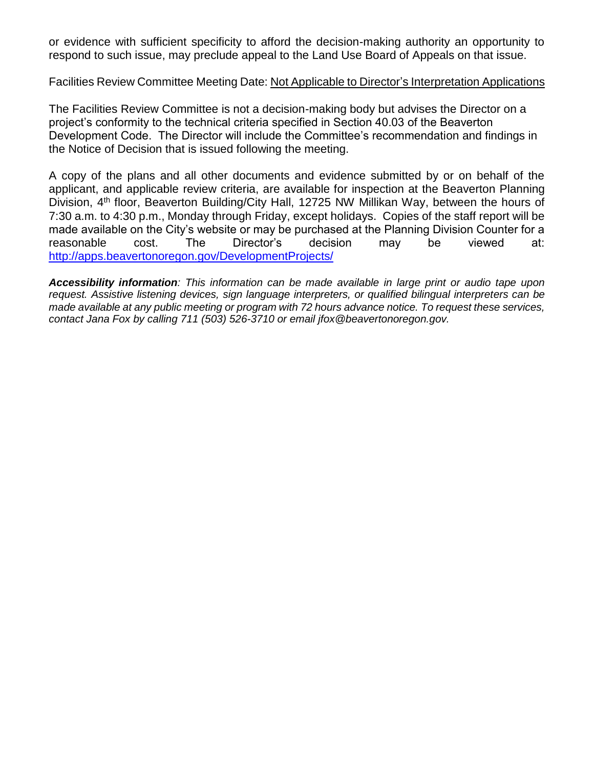or evidence with sufficient specificity to afford the decision-making authority an opportunity to respond to such issue, may preclude appeal to the Land Use Board of Appeals on that issue.

Facilities Review Committee Meeting Date: Not Applicable to Director's Interpretation Applications

The Facilities Review Committee is not a decision-making body but advises the Director on a project's conformity to the technical criteria specified in Section 40.03 of the Beaverton Development Code. The Director will include the Committee's recommendation and findings in the Notice of Decision that is issued following the meeting.

A copy of the plans and all other documents and evidence submitted by or on behalf of the applicant, and applicable review criteria, are available for inspection at the Beaverton Planning Division, 4th floor, Beaverton Building/City Hall, 12725 NW Millikan Way, between the hours of 7:30 a.m. to 4:30 p.m., Monday through Friday, except holidays. Copies of the staff report will be made available on the City's website or may be purchased at the Planning Division Counter for a reasonable cost. The Director's decision may be viewed at: http://apps.beavertonoregon.gov/DevelopmentProjects/

***Accessibility information****: This information can be made available in large print or audio tape upon request. Assistive listening devices, sign language interpreters, or qualified bilingual interpreters can be made available at any public meeting or program with 72 hours advance notice. To request these services, contact Jana Fox by calling 711 (503) 526-3710 or email jfox@beavertonoregon.gov.*